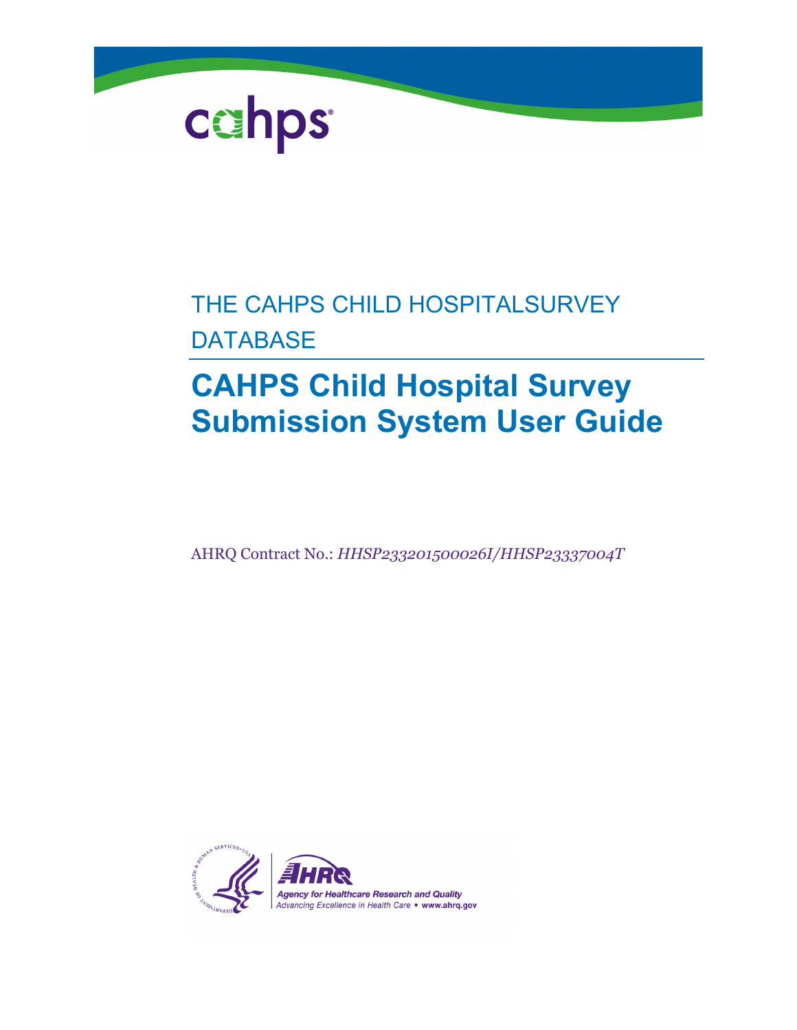THE CAHPS CHILD HOSPITALSURVEY DATABASE

# CAHPS Child Hospital Survey Submission System User Guide

AHRQ Contract No.: *HHSP233201500026I/HHSP23337004T*

Agency for Healthcare Research and Quality
Advancing Excellence in Health Care • www.ahrq.gov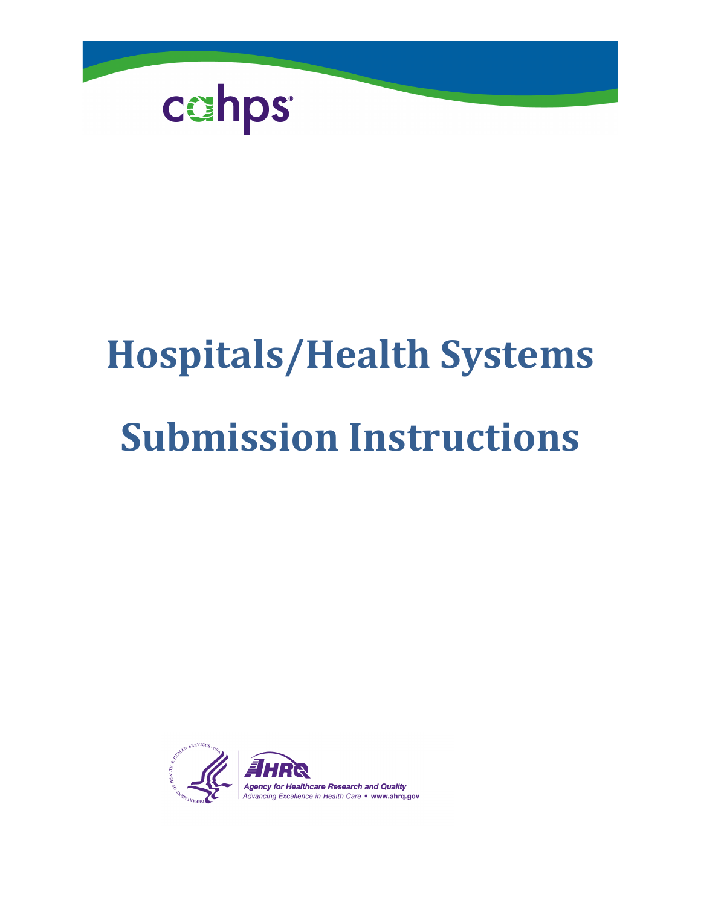# Hospitals/Health Systems Submission Instructions

Agency for Healthcare Research and Quality

Advancing Excellence in Health Care • www.ahrq.gov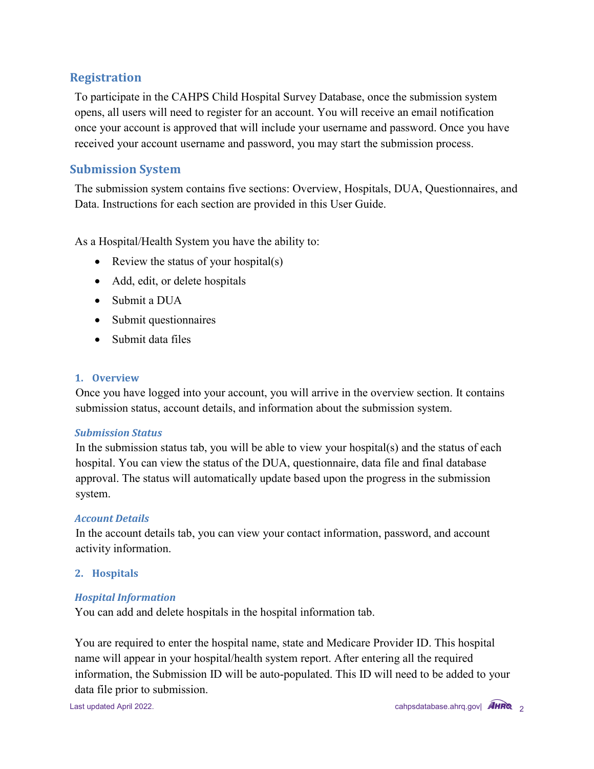## Registration

To participate in the CAHPS Child Hospital Survey Database, once the submission system opens, all users will need to register for an account. You will receive an email notification once your account is approved that will include your username and password. Once you have received your account username and password, you may start the submission process.

## Submission System

The submission system contains five sections: Overview, Hospitals, DUA, Questionnaires, and Data. Instructions for each section are provided in this User Guide.

As a Hospital/Health System you have the ability to:

- Review the status of your hospital(s)
- Add, edit, or delete hospitals
- Submit a DUA
- Submit questionnaires
- Submit data files

### 1. Overview

Once you have logged into your account, you will arrive in the overview section. It contains submission status, account details, and information about the submission system.

#### *Submission Status*

In the submission status tab, you will be able to view your hospital(s) and the status of each hospital. You can view the status of the DUA, questionnaire, data file and final database approval. The status will automatically update based upon the progress in the submission system.

#### *Account Details*

In the account details tab, you can view your contact information, password, and account activity information.

### 2. Hospitals

#### *Hospital Information*

You can add and delete hospitals in the hospital information tab.

You are required to enter the hospital name, state and Medicare Provider ID. This hospital name will appear in your hospital/health system report. After entering all the required information, the Submission ID will be auto-populated. This ID will need to be added to your data file prior to submission.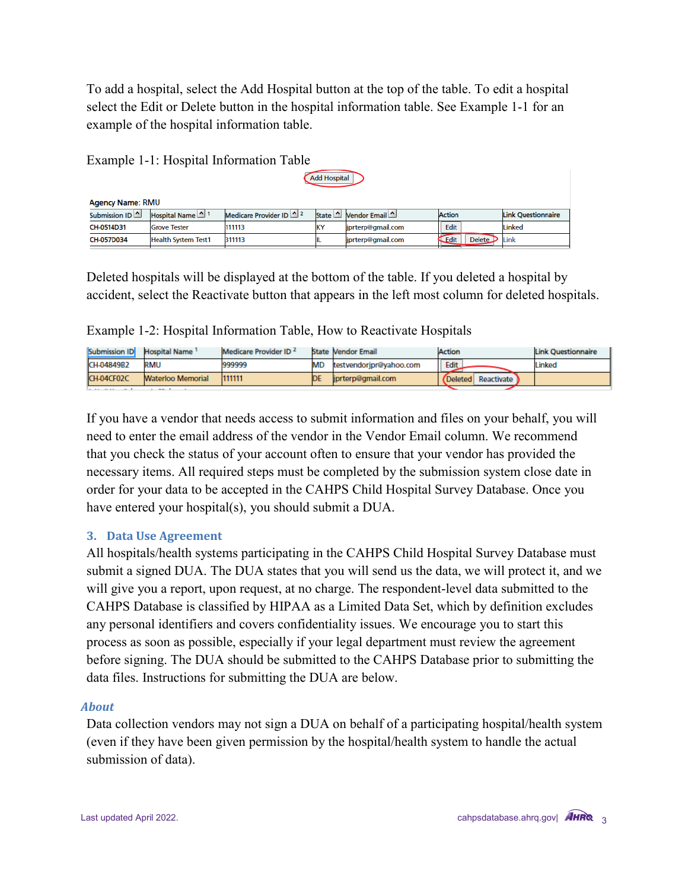To add a hospital, select the Add Hospital button at the top of the table. To edit a hospital select the Edit or Delete button in the hospital information table. See Example 1-1 for an example of the hospital information table.

Example 1-1: Hospital Information Table

Add Hospital

**Agency Name**: RMU

| Submission ID | Hospital Name [1] | Medicare Provider ID [2] | State | Vendor Email | Action | Link Questionnaire |
|---|---|---|---|---|---|---|
| CH-0514D31 | Grove Tester | 111113 | KY | jprterp@gmail.com | Edit | Linked |
| CH-057D034 | Health System Test1 | 311113 | IL | jprterp@gmail.com | Edit Delete | Link |

Deleted hospitals will be displayed at the bottom of the table. If you deleted a hospital by accident, select the Reactivate button that appears in the left most column for deleted hospitals.

Example 1-2: Hospital Information Table, How to Reactivate Hospitals

| Submission ID | Hospital Name [1] | Medicare Provider ID [2] | State | Vendor Email | Action | Link Questionnaire |
|---|---|---|---|---|---|---|
| CH-04849B2 | RMU | 999999 | MD | testvendorjpr@yahoo.com | Edit | Linked |
| CH-04CF02C | Waterloo Memorial | 111111 | DE | jprterp@gmail.com | Deleted Reactivate | |

If you have a vendor that needs access to submit information and files on your behalf, you will need to enter the email address of the vendor in the Vendor Email column. We recommend that you check the status of your account often to ensure that your vendor has provided the necessary items. All required steps must be completed by the submission system close date in order for your data to be accepted in the CAHPS Child Hospital Survey Database. Once you have entered your hospital(s), you should submit a DUA.

## 3. Data Use Agreement

All hospitals/health systems participating in the CAHPS Child Hospital Survey Database must submit a signed DUA. The DUA states that you will send us the data, we will protect it, and we will give you a report, upon request, at no charge. The respondent-level data submitted to the CAHPS Database is classified by HIPAA as a Limited Data Set, which by definition excludes any personal identifiers and covers confidentiality issues. We encourage you to start this process as soon as possible, especially if your legal department must review the agreement before signing. The DUA should be submitted to the CAHPS Database prior to submitting the data files. Instructions for submitting the DUA are below.

### *About*

Data collection vendors may not sign a DUA on behalf of a participating hospital/health system (even if they have been given permission by the hospital/health system to handle the actual submission of data).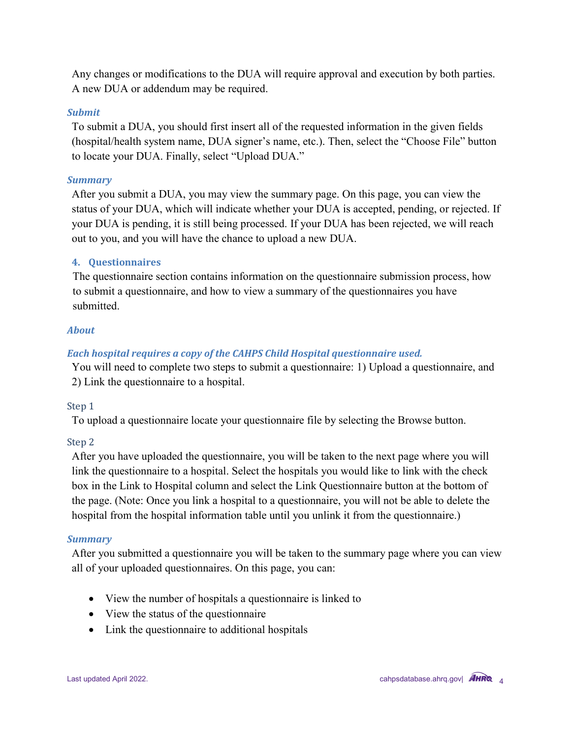Any changes or modifications to the DUA will require approval and execution by both parties. A new DUA or addendum may be required.

#### *Submit*

To submit a DUA, you should first insert all of the requested information in the given fields (hospital/health system name, DUA signer's name, etc.). Then, select the "Choose File" button to locate your DUA. Finally, select "Upload DUA."

#### *Summary*

After you submit a DUA, you may view the summary page. On this page, you can view the status of your DUA, which will indicate whether your DUA is accepted, pending, or rejected. If your DUA is pending, it is still being processed. If your DUA has been rejected, we will reach out to you, and you will have the chance to upload a new DUA.

### 4. Questionnaires

The questionnaire section contains information on the questionnaire submission process, how to submit a questionnaire, and how to view a summary of the questionnaires you have submitted.

#### *About*

#### *Each hospital requires a copy of the CAHPS Child Hospital questionnaire used.*

You will need to complete two steps to submit a questionnaire: 1) Upload a questionnaire, and 2) Link the questionnaire to a hospital.

##### Step 1

To upload a questionnaire locate your questionnaire file by selecting the Browse button.

##### Step 2

After you have uploaded the questionnaire, you will be taken to the next page where you will link the questionnaire to a hospital. Select the hospitals you would like to link with the check box in the Link to Hospital column and select the Link Questionnaire button at the bottom of the page. (Note: Once you link a hospital to a questionnaire, you will not be able to delete the hospital from the hospital information table until you unlink it from the questionnaire.)

#### *Summary*

After you submitted a questionnaire you will be taken to the summary page where you can view all of your uploaded questionnaires. On this page, you can:

- View the number of hospitals a questionnaire is linked to
- View the status of the questionnaire
- Link the questionnaire to additional hospitals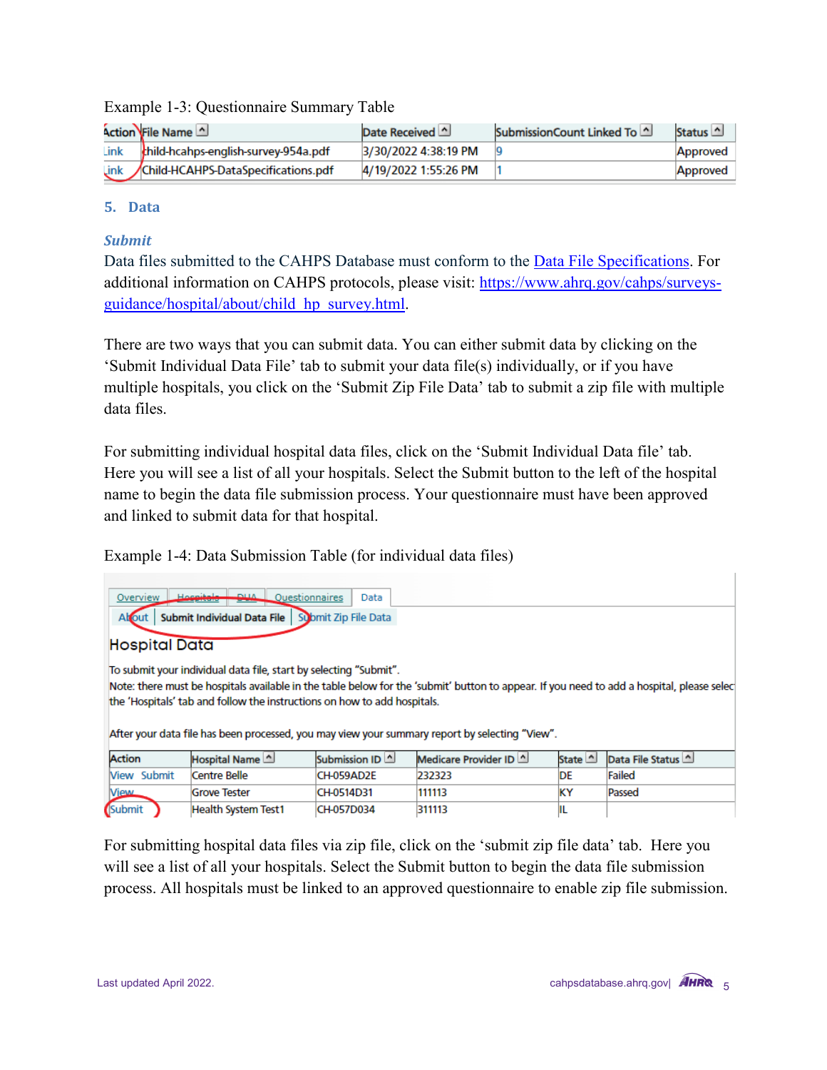Example 1-3: Questionnaire Summary Table

| Action | File Name | Date Received | SubmissionCount Linked To | Status |
|---|---|---|---|---|
| Link | child-hcahps-english-survey-954a.pdf | 3/30/2022 4:38:19 PM | 9 | Approved |
| Link | Child-HCAHPS-DataSpecifications.pdf | 4/19/2022 1:55:26 PM | 1 | Approved |

## 5. Data

### *Submit*

Data files submitted to the CAHPS Database must conform to the Data File Specifications. For additional information on CAHPS protocols, please visit: https://www.ahrq.gov/cahps/surveys-guidance/hospital/about/child_hp_survey.html.

There are two ways that you can submit data. You can either submit data by clicking on the 'Submit Individual Data File' tab to submit your data file(s) individually, or if you have multiple hospitals, you click on the 'Submit Zip File Data' tab to submit a zip file with multiple data files.

For submitting individual hospital data files, click on the 'Submit Individual Data file' tab. Here you will see a list of all your hospitals. Select the Submit button to the left of the hospital name to begin the data file submission process. Your questionnaire must have been approved and linked to submit data for that hospital.

Example 1-4: Data Submission Table (for individual data files)

Overview | Hospitals | DUA | Questionnaires | Data

About | Submit Individual Data File | Submit Zip File Data

**Hospital Data**

To submit your individual data file, start by selecting "Submit".
Note: there must be hospitals available in the table below for the 'submit' button to appear. If you need to add a hospital, please select the 'Hospitals' tab and follow the instructions on how to add hospitals.

After your data file has been processed, you may view your summary report by selecting "View".

| Action | Hospital Name | Submission ID | Medicare Provider ID | State | Data File Status |
|---|---|---|---|---|---|
| View Submit | Centre Belle | CH-059AD2E | 232323 | DE | Failed |
| View | Grove Tester | CH-0514D31 | 111113 | KY | Passed |
| Submit | Health System Test1 | CH-057D034 | 311113 | IL | |

For submitting hospital data files via zip file, click on the 'submit zip file data' tab. Here you will see a list of all your hospitals. Select the Submit button to begin the data file submission process. All hospitals must be linked to an approved questionnaire to enable zip file submission.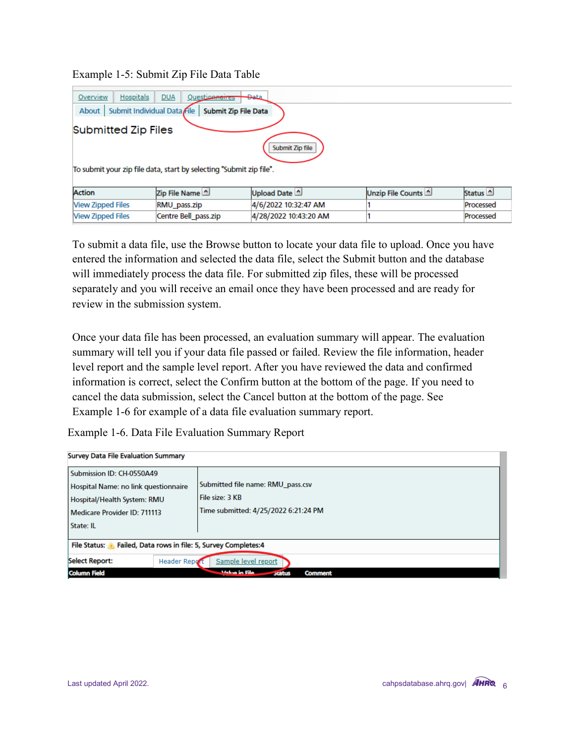Example 1-5: Submit Zip File Data Table

Overview | Hospitals | DUA | Questionnaires | Data

About | Submit Individual Data File | Submit Zip File Data

Submitted Zip Files

Submit Zip file

To submit your zip file data, start by selecting "Submit zip file".

| Action | Zip File Name | Upload Date | Unzip File Counts | Status |
|---|---|---|---|---|
| View Zipped Files | RMU_pass.zip | 4/6/2022 10:32:47 AM | 1 | Processed |
| View Zipped Files | Centre Bell_pass.zip | 4/28/2022 10:43:20 AM | 1 | Processed |

To submit a data file, use the Browse button to locate your data file to upload. Once you have entered the information and selected the data file, select the Submit button and the database will immediately process the data file. For submitted zip files, these will be processed separately and you will receive an email once they have been processed and are ready for review in the submission system.

Once your data file has been processed, an evaluation summary will appear. The evaluation summary will tell you if your data file passed or failed. Review the file information, header level report and the sample level report. After you have reviewed the data and confirmed information is correct, select the Confirm button at the bottom of the page. If you need to cancel the data submission, select the Cancel button at the bottom of the page. See Example 1-6 for example of a data file evaluation summary report.

Example 1-6. Data File Evaluation Summary Report

Survey Data File Evaluation Summary

| | |
|---|---|
| Submission ID: CH-0550A49<br>Hospital Name: no link questionnaire<br>Hospital/Health System: RMU<br>Medicare Provider ID: 711113<br>State: IL | Submitted file name: RMU_pass.csv<br>File size: 3 KB<br>Time submitted: 4/25/2022 6:21:24 PM |

File Status: ⚠ Failed, Data rows in file: 5, Survey Completes:4

Select Report: Header Report | Sample level report

| Column Field | Value in File | Status | Comment |
|---|---|---|---|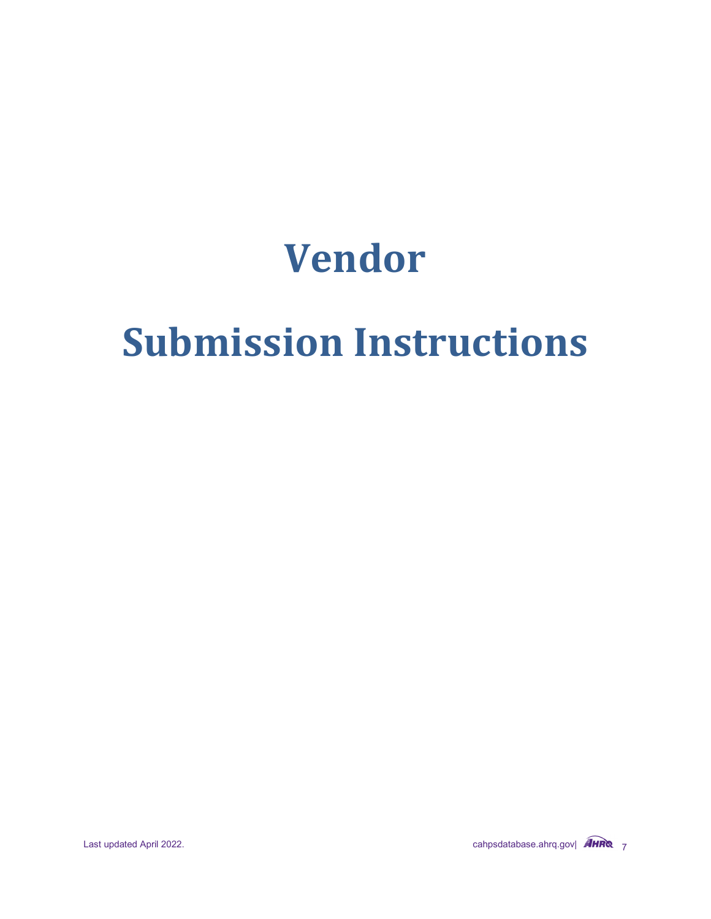# Vendor

# Submission Instructions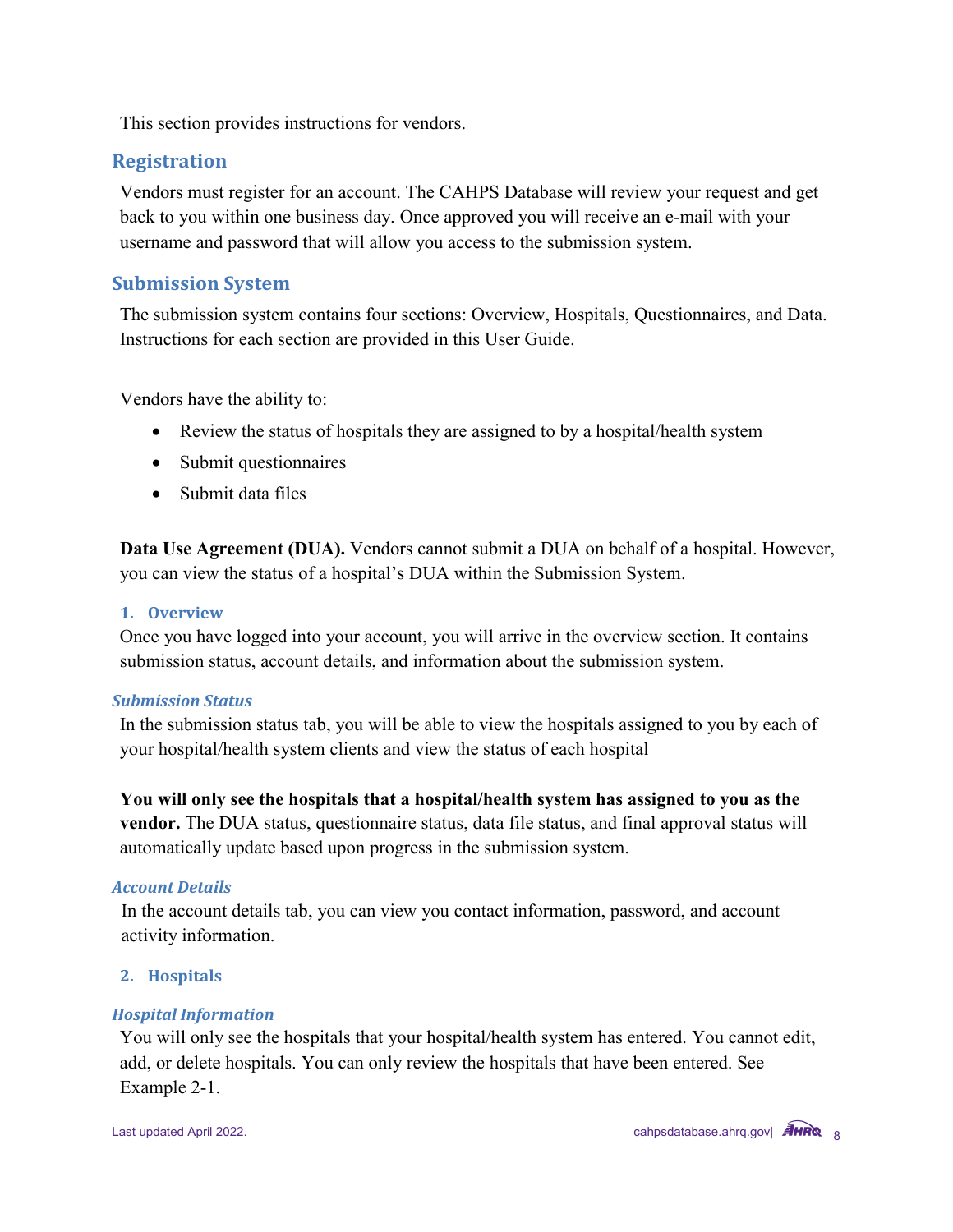This section provides instructions for vendors.

## Registration

Vendors must register for an account. The CAHPS Database will review your request and get back to you within one business day. Once approved you will receive an e-mail with your username and password that will allow you access to the submission system.

## Submission System

The submission system contains four sections: Overview, Hospitals, Questionnaires, and Data. Instructions for each section are provided in this User Guide.

Vendors have the ability to:

- Review the status of hospitals they are assigned to by a hospital/health system
- Submit questionnaires
- Submit data files

**Data Use Agreement (DUA).** Vendors cannot submit a DUA on behalf of a hospital. However, you can view the status of a hospital's DUA within the Submission System.

### 1. Overview

Once you have logged into your account, you will arrive in the overview section. It contains submission status, account details, and information about the submission system.

#### *Submission Status*

In the submission status tab, you will be able to view the hospitals assigned to you by each of your hospital/health system clients and view the status of each hospital

**You will only see the hospitals that a hospital/health system has assigned to you as the vendor.** The DUA status, questionnaire status, data file status, and final approval status will automatically update based upon progress in the submission system.

#### *Account Details*

In the account details tab, you can view you contact information, password, and account activity information.

### 2. Hospitals

#### *Hospital Information*

You will only see the hospitals that your hospital/health system has entered. You cannot edit, add, or delete hospitals. You can only review the hospitals that have been entered. See Example 2-1.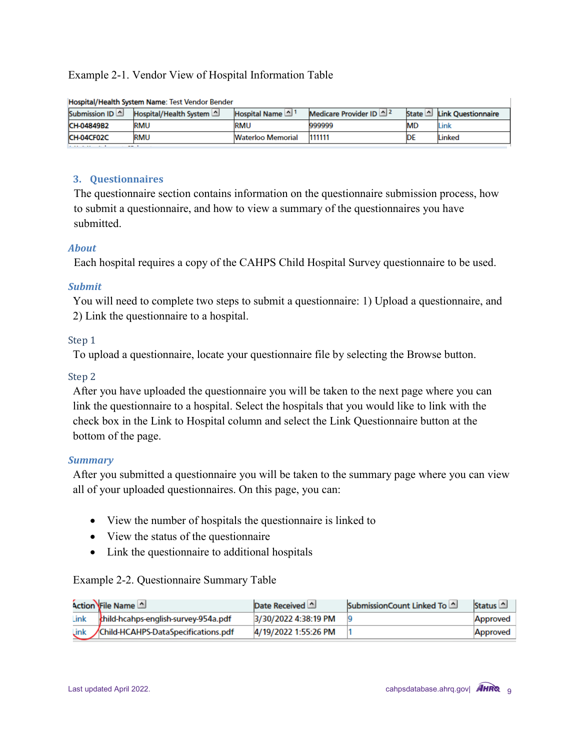Example 2-1. Vendor View of Hospital Information Table

Hospital/Health System Name: Test Vendor Bender

| Submission ID | Hospital/Health System | Hospital Name [1] | Medicare Provider ID [2] | State | Link Questionnaire |
|---|---|---|---|---|---|
| CH-04849B2 | RMU | RMU | 999999 | MD | Link |
| CH-04CF02C | RMU | Waterloo Memorial | 111111 | DE | Linked |

## 3. Questionnaires

The questionnaire section contains information on the questionnaire submission process, how to submit a questionnaire, and how to view a summary of the questionnaires you have submitted.

### *About*

Each hospital requires a copy of the CAHPS Child Hospital Survey questionnaire to be used.

### *Submit*

You will need to complete two steps to submit a questionnaire: 1) Upload a questionnaire, and 2) Link the questionnaire to a hospital.

#### Step 1

To upload a questionnaire, locate your questionnaire file by selecting the Browse button.

#### Step 2

After you have uploaded the questionnaire you will be taken to the next page where you can link the questionnaire to a hospital. Select the hospitals that you would like to link with the check box in the Link to Hospital column and select the Link Questionnaire button at the bottom of the page.

### *Summary*

After you submitted a questionnaire you will be taken to the summary page where you can view all of your uploaded questionnaires. On this page, you can:

- View the number of hospitals the questionnaire is linked to
- View the status of the questionnaire
- Link the questionnaire to additional hospitals

Example 2-2. Questionnaire Summary Table

| Action | File Name | Date Received | SubmissionCount Linked To | Status |
|---|---|---|---|---|
| Link | child-hcahps-english-survey-954a.pdf | 3/30/2022 4:38:19 PM | 9 | Approved |
| Link | Child-HCAHPS-DataSpecifications.pdf | 4/19/2022 1:55:26 PM | 1 | Approved |

Last updated April 2022.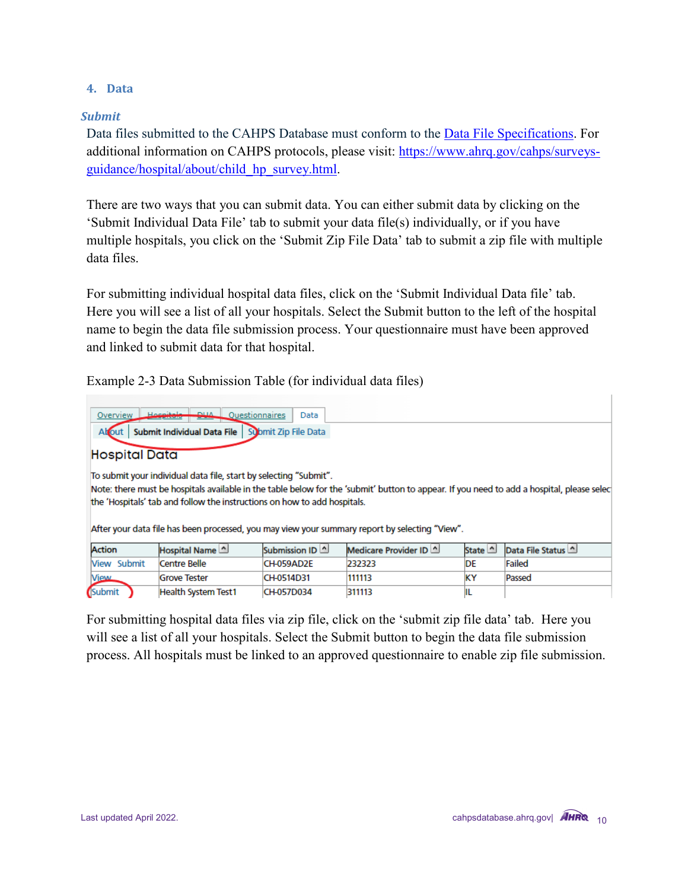## 4. Data

### *Submit*

Data files submitted to the CAHPS Database must conform to the Data File Specifications. For additional information on CAHPS protocols, please visit: https://www.ahrq.gov/cahps/surveys-guidance/hospital/about/child_hp_survey.html.

There are two ways that you can submit data. You can either submit data by clicking on the 'Submit Individual Data File' tab to submit your data file(s) individually, or if you have multiple hospitals, you click on the 'Submit Zip File Data' tab to submit a zip file with multiple data files.

For submitting individual hospital data files, click on the 'Submit Individual Data file' tab. Here you will see a list of all your hospitals. Select the Submit button to the left of the hospital name to begin the data file submission process. Your questionnaire must have been approved and linked to submit data for that hospital.

Example 2-3 Data Submission Table (for individual data files)

Overview | Hospitals | DUA | Questionnaires | Data

About | Submit Individual Data File | Submit Zip File Data

**Hospital Data**

To submit your individual data file, start by selecting "Submit".
Note: there must be hospitals available in the table below for the 'submit' button to appear. If you need to add a hospital, please selec the 'Hospitals' tab and follow the instructions on how to add hospitals.

After your data file has been processed, you may view your summary report by selecting "View".

| Action | Hospital Name | Submission ID | Medicare Provider ID | State | Data File Status |
|---|---|---|---|---|---|
| View Submit | Centre Belle | CH-059AD2E | 232323 | DE | Failed |
| View | Grove Tester | CH-0514D31 | 111113 | KY | Passed |
| Submit | Health System Test1 | CH-057D034 | 311113 | IL | |

For submitting hospital data files via zip file, click on the 'submit zip file data' tab. Here you will see a list of all your hospitals. Select the Submit button to begin the data file submission process. All hospitals must be linked to an approved questionnaire to enable zip file submission.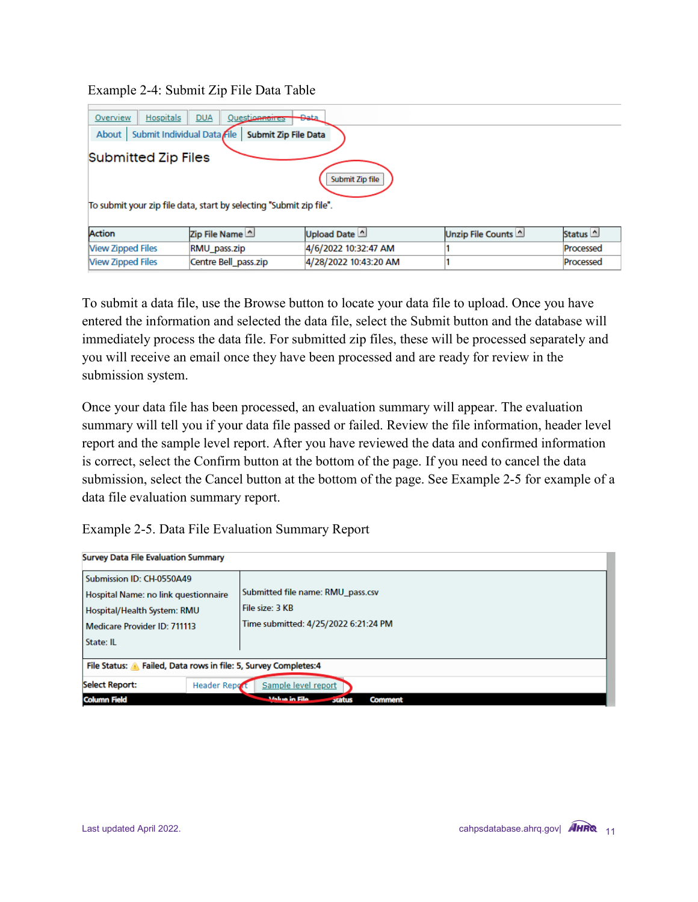Example 2-4: Submit Zip File Data Table

Overview | Hospitals | DUA | Questionnaires | Data

About | Submit Individual Data File | Submit Zip File Data

Submitted Zip Files

Submit Zip file

To submit your zip file data, start by selecting "Submit zip file".

| Action | Zip File Name | Upload Date | Unzip File Counts | Status |
|---|---|---|---|---|
| View Zipped Files | RMU_pass.zip | 4/6/2022 10:32:47 AM | 1 | Processed |
| View Zipped Files | Centre Bell_pass.zip | 4/28/2022 10:43:20 AM | 1 | Processed |

To submit a data file, use the Browse button to locate your data file to upload. Once you have entered the information and selected the data file, select the Submit button and the database will immediately process the data file. For submitted zip files, these will be processed separately and you will receive an email once they have been processed and are ready for review in the submission system.

Once your data file has been processed, an evaluation summary will appear. The evaluation summary will tell you if your data file passed or failed. Review the file information, header level report and the sample level report. After you have reviewed the data and confirmed information is correct, select the Confirm button at the bottom of the page. If you need to cancel the data submission, select the Cancel button at the bottom of the page. See Example 2-5 for example of a data file evaluation summary report.

Example 2-5. Data File Evaluation Summary Report

Survey Data File Evaluation Summary

| | |
|---|---|
| Submission ID: CH-0550A49<br>Hospital Name: no link questionnaire<br>Hospital/Health System: RMU<br>Medicare Provider ID: 711113<br>State: IL | Submitted file name: RMU_pass.csv<br>File size: 3 KB<br>Time submitted: 4/25/2022 6:21:24 PM |

File Status: Failed, Data rows in file: 5, Survey Completes:4

Select Report: Header Report | Sample level report

| Column Field | Value in File | Status | Comment |
|---|---|---|---|